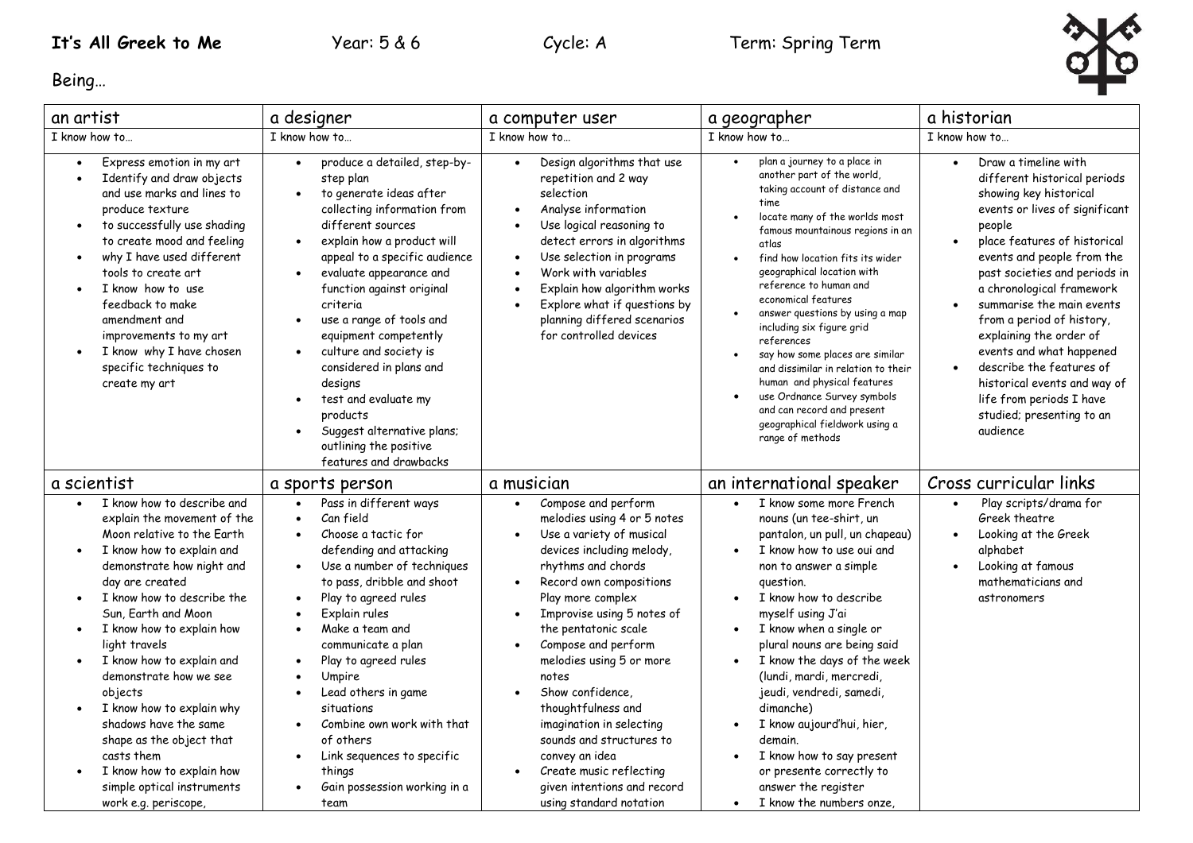**It's All Greek to Me** Year: 5 & 6 Cycle: A Term: Spring Term

Being…

| an artist | a designer | a computer user | a geographer | a historian |
|---|---|---|---|---|
| I know how to… | I know how to… | I know how to… | I know how to… | I know how to… |
| • Express emotion in my art<br>• Identify and draw objects and use marks and lines to produce texture<br>• to successfully use shading to create mood and feeling<br>• why I have used different tools to create art<br>• I know how to use feedback to make amendment and improvements to my art<br>• I know why I have chosen specific techniques to create my art | • produce a detailed, step-by-step plan<br>• to generate ideas after collecting information from different sources<br>• explain how a product will appeal to a specific audience<br>• evaluate appearance and function against original criteria<br>• use a range of tools and equipment competently<br>• culture and society is considered in plans and designs<br>• test and evaluate my products<br>• Suggest alternative plans; outlining the positive features and drawbacks | • Design algorithms that use repetition and 2 way selection<br>• Analyse information<br>• Use logical reasoning to detect errors in algorithms<br>• Use selection in programs<br>• Work with variables<br>• Explain how algorithm works<br>• Explore what if questions by planning differed scenarios for controlled devices | • plan a journey to a place in another part of the world, taking account of distance and time<br>• locate many of the worlds most famous mountainous regions in an atlas<br>• find how location fits its wider geographical location with reference to human and economical features<br>• answer questions by using a map including six figure grid references<br>• say how some places are similar and dissimilar in relation to their human and physical features<br>• use Ordnance Survey symbols and can record and present geographical fieldwork using a range of methods | • Draw a timeline with different historical periods showing key historical events or lives of significant people<br>• place features of historical events and people from the past societies and periods in a chronological framework<br>• summarise the main events from a period of history, explaining the order of events and what happened<br>• describe the features of historical events and way of life from periods I have studied; presenting to an audience |
| **a scientist** | **a sports person** | **a musician** | **an international speaker** | **Cross curricular links** |
| • I know how to describe and explain the movement of the Moon relative to the Earth<br>• I know how to explain and demonstrate how night and day are created<br>• I know how to describe the Sun, Earth and Moon<br>• I know how to explain how light travels<br>• I know how to explain and demonstrate how we see objects<br>• I know how to explain why shadows have the same shape as the object that casts them<br>• I know how to explain how simple optical instruments work e.g. periscope, | • Pass in different ways<br>• Can field<br>• Choose a tactic for defending and attacking<br>• Use a number of techniques to pass, dribble and shoot<br>• Play to agreed rules<br>• Explain rules<br>• Make a team and communicate a plan<br>• Play to agreed rules<br>• Umpire<br>• Lead others in game situations<br>• Combine own work with that of others<br>• Link sequences to specific things<br>• Gain possession working in a team | • Compose and perform melodies using 4 or 5 notes<br>• Use a variety of musical devices including melody, rhythms and chords<br>• Record own compositions<br>• Play more complex<br>• Improvise using 5 notes of the pentatonic scale<br>• Compose and perform melodies using 5 or more notes<br>• Show confidence, thoughtfulness and imagination in selecting sounds and structures to convey an idea<br>• Create music reflecting given intentions and record using standard notation | • I know some more French nouns (un tee-shirt, un pantalon, un pull, un chapeau)<br>• I know how to use oui and non to answer a simple question.<br>• I know how to describe myself using J'ai<br>• I know when a single or plural nouns are being said<br>• I know the days of the week (lundi, mardi, mercredi, jeudi, vendredi, samedi, dimanche)<br>• I know aujourd'hui, hier, demain.<br>• I know how to say present or presente correctly to answer the register<br>• I know the numbers onze, | • Play scripts/drama for Greek theatre<br>• Looking at the Greek alphabet<br>• Looking at famous mathematicians and astronomers |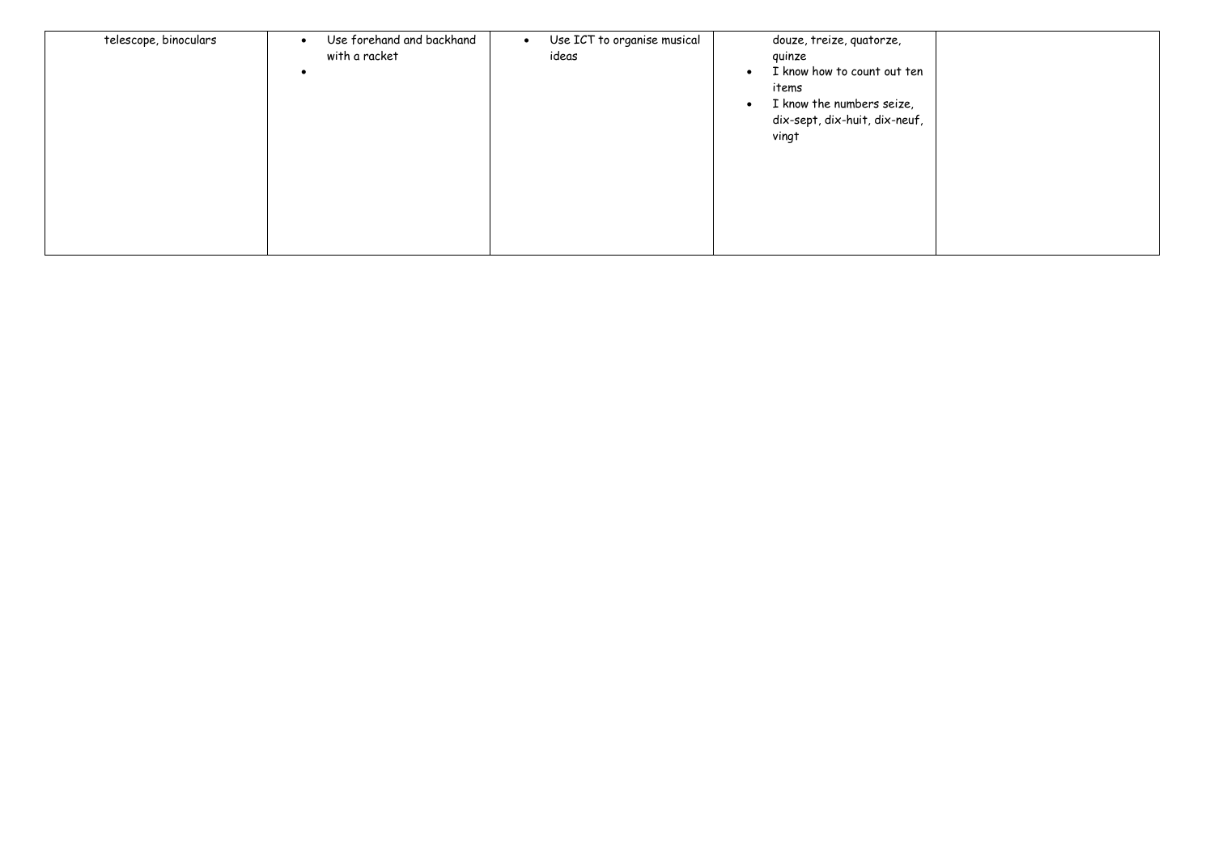| | | | | |
|---|---|---|---|---|
| telescope, binoculars | • Use forehand and backhand with a racket<br>• | • Use ICT to organise musical ideas | douze, treize, quatorze, quinze<br>• I know how to count out ten items<br>• I know the numbers seize, dix-sept, dix-huit, dix-neuf, vingt | |